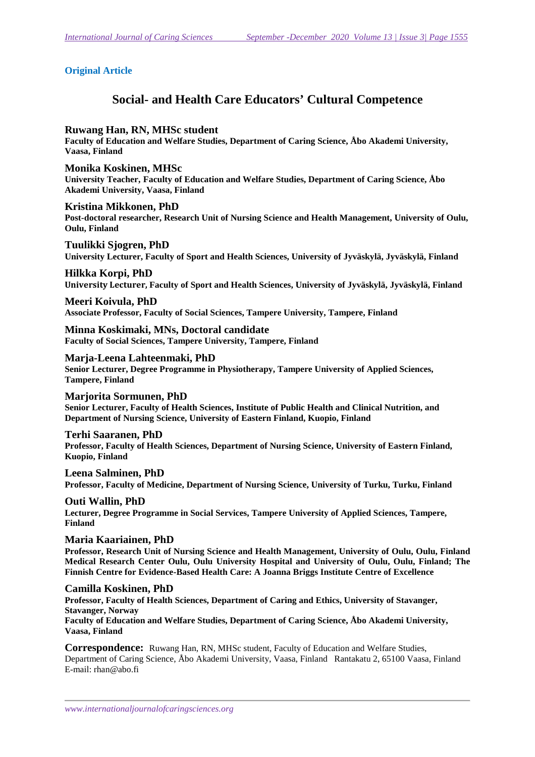**Original Article**

# Social- and Health Care Educators' Cultural Competence

**Ruwang Han, RN, MHSc student**
**Faculty of Education and Welfare Studies, Department of Caring Science, Åbo Akademi University, Vaasa, Finland**

**Monika Koskinen, MHSc**
**University Teacher, Faculty of Education and Welfare Studies, Department of Caring Science, Åbo Akademi University, Vaasa, Finland**

**Kristina Mikkonen, PhD**
**Post-doctoral researcher, Research Unit of Nursing Science and Health Management, University of Oulu, Oulu, Finland**

**Tuulikki Sjogren, PhD**
**University Lecturer, Faculty of Sport and Health Sciences, University of Jyväskylä, Jyväskylä, Finland**

**Hilkka Korpi, PhD**
**University Lecturer, Faculty of Sport and Health Sciences, University of Jyväskylä, Jyväskylä, Finland**

**Meeri Koivula, PhD**
**Associate Professor, Faculty of Social Sciences, Tampere University, Tampere, Finland**

**Minna Koskimaki, MNs, Doctoral candidate**
**Faculty of Social Sciences, Tampere University, Tampere, Finland**

**Marja-Leena Lahteenmaki, PhD**
**Senior Lecturer, Degree Programme in Physiotherapy, Tampere University of Applied Sciences, Tampere, Finland**

**Marjorita Sormunen, PhD**
**Senior Lecturer, Faculty of Health Sciences, Institute of Public Health and Clinical Nutrition, and Department of Nursing Science, University of Eastern Finland, Kuopio, Finland**

**Terhi Saaranen, PhD**
**Professor, Faculty of Health Sciences, Department of Nursing Science, University of Eastern Finland, Kuopio, Finland**

**Leena Salminen, PhD**
**Professor, Faculty of Medicine, Department of Nursing Science, University of Turku, Turku, Finland**

**Outi Wallin, PhD**
**Lecturer, Degree Programme in Social Services, Tampere University of Applied Sciences, Tampere, Finland**

**Maria Kaariainen, PhD**
**Professor, Research Unit of Nursing Science and Health Management, University of Oulu, Oulu, Finland Medical Research Center Oulu, Oulu University Hospital and University of Oulu, Oulu, Finland; The Finnish Centre for Evidence-Based Health Care: A Joanna Briggs Institute Centre of Excellence**

**Camilla Koskinen, PhD**
**Professor, Faculty of Health Sciences, Department of Caring and Ethics, University of Stavanger, Stavanger, Norway**
**Faculty of Education and Welfare Studies, Department of Caring Science, Åbo Akademi University, Vaasa, Finland**

**Correspondence:** Ruwang Han, RN, MHSc student, Faculty of Education and Welfare Studies, Department of Caring Science, Åbo Akademi University, Vaasa, Finland Rantakatu 2, 65100 Vaasa, Finland E-mail: rhan@abo.fi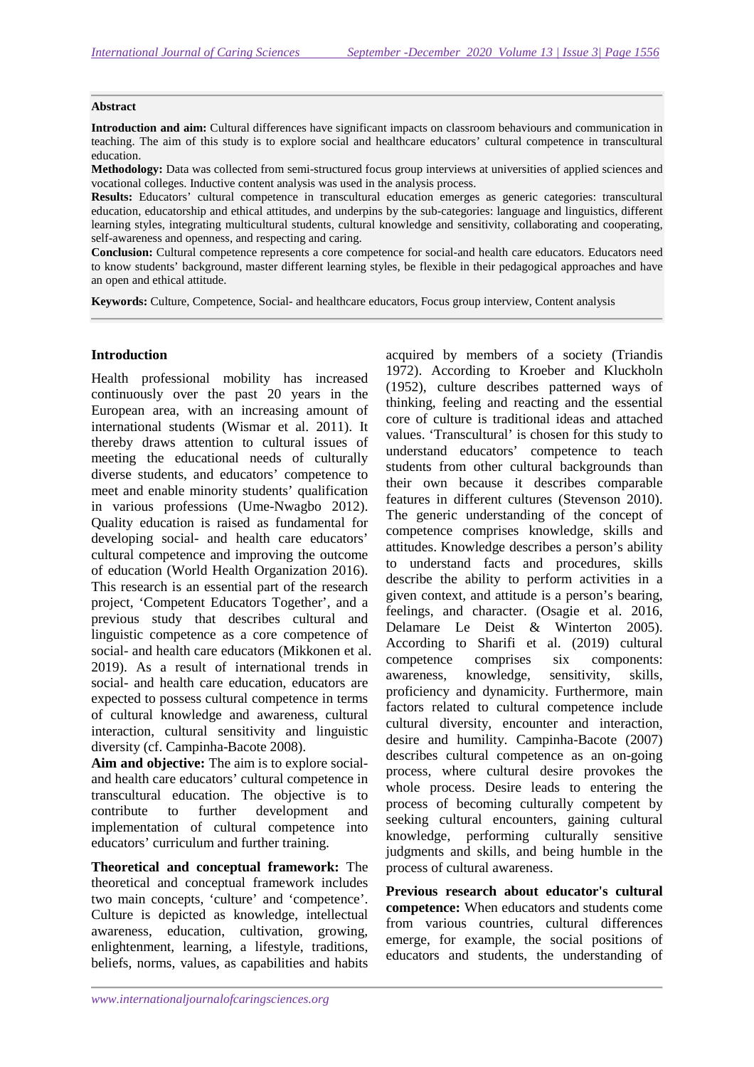**Abstract**

**Introduction and aim:** Cultural differences have significant impacts on classroom behaviours and communication in teaching. The aim of this study is to explore social and healthcare educators' cultural competence in transcultural education.

**Methodology:** Data was collected from semi-structured focus group interviews at universities of applied sciences and vocational colleges. Inductive content analysis was used in the analysis process.

**Results:** Educators' cultural competence in transcultural education emerges as generic categories: transcultural education, educatorship and ethical attitudes, and underpins by the sub-categories: language and linguistics, different learning styles, integrating multicultural students, cultural knowledge and sensitivity, collaborating and cooperating, self-awareness and openness, and respecting and caring.

**Conclusion:** Cultural competence represents a core competence for social-and health care educators. Educators need to know students' background, master different learning styles, be flexible in their pedagogical approaches and have an open and ethical attitude.

**Keywords:** Culture, Competence, Social- and healthcare educators, Focus group interview, Content analysis

## Introduction

Health professional mobility has increased continuously over the past 20 years in the European area, with an increasing amount of international students (Wismar et al. 2011). It thereby draws attention to cultural issues of meeting the educational needs of culturally diverse students, and educators' competence to meet and enable minority students' qualification in various professions (Ume-Nwagbo 2012). Quality education is raised as fundamental for developing social- and health care educators' cultural competence and improving the outcome of education (World Health Organization 2016). This research is an essential part of the research project, 'Competent Educators Together', and a previous study that describes cultural and linguistic competence as a core competence of social- and health care educators (Mikkonen et al. 2019). As a result of international trends in social- and health care education, educators are expected to possess cultural competence in terms of cultural knowledge and awareness, cultural interaction, cultural sensitivity and linguistic diversity (cf. Campinha-Bacote 2008).

**Aim and objective:** The aim is to explore social- and health care educators' cultural competence in transcultural education. The objective is to contribute to further development and implementation of cultural competence into educators' curriculum and further training.

**Theoretical and conceptual framework:** The theoretical and conceptual framework includes two main concepts, 'culture' and 'competence'. Culture is depicted as knowledge, intellectual awareness, education, cultivation, growing, enlightenment, learning, a lifestyle, traditions, beliefs, norms, values, as capabilities and habits acquired by members of a society (Triandis 1972). According to Kroeber and Kluckholn (1952), culture describes patterned ways of thinking, feeling and reacting and the essential core of culture is traditional ideas and attached values. 'Transcultural' is chosen for this study to understand educators' competence to teach students from other cultural backgrounds than their own because it describes comparable features in different cultures (Stevenson 2010). The generic understanding of the concept of competence comprises knowledge, skills and attitudes. Knowledge describes a person's ability to understand facts and procedures, skills describe the ability to perform activities in a given context, and attitude is a person's bearing, feelings, and character. (Osagie et al. 2016, Delamare Le Deist & Winterton 2005). According to Sharifi et al. (2019) cultural competence comprises six components: awareness, knowledge, sensitivity, skills, proficiency and dynamicity. Furthermore, main factors related to cultural competence include cultural diversity, encounter and interaction, desire and humility. Campinha-Bacote (2007) describes cultural competence as an on-going process, where cultural desire provokes the whole process. Desire leads to entering the process of becoming culturally competent by seeking cultural encounters, gaining cultural knowledge, performing culturally sensitive judgments and skills, and being humble in the process of cultural awareness.

**Previous research about educator's cultural competence:** When educators and students come from various countries, cultural differences emerge, for example, the social positions of educators and students, the understanding of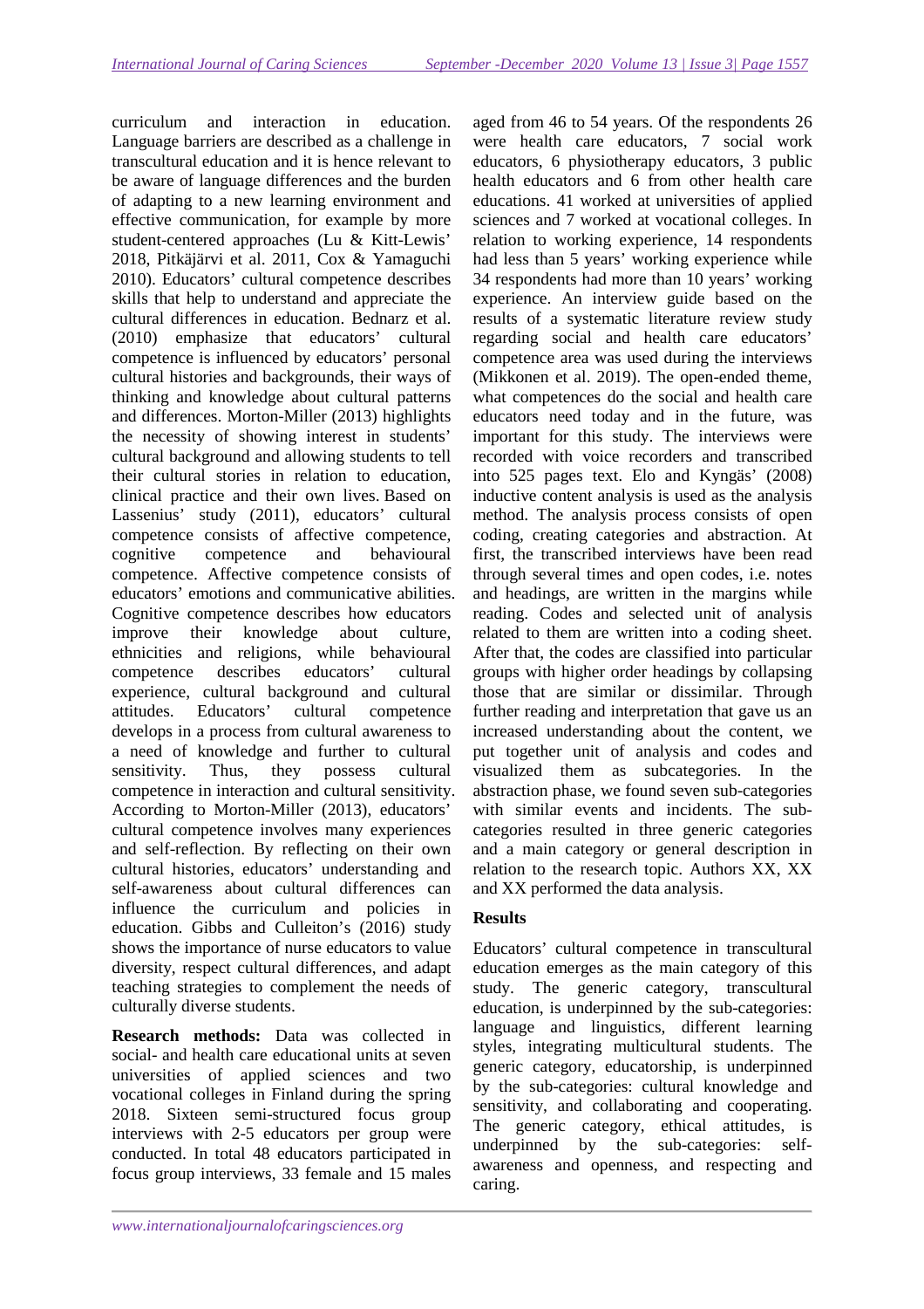curriculum and interaction in education. Language barriers are described as a challenge in transcultural education and it is hence relevant to be aware of language differences and the burden of adapting to a new learning environment and effective communication, for example by more student-centered approaches (Lu & Kitt-Lewis' 2018, Pitkäjärvi et al. 2011, Cox & Yamaguchi 2010). Educators' cultural competence describes skills that help to understand and appreciate the cultural differences in education. Bednarz et al. (2010) emphasize that educators' cultural competence is influenced by educators' personal cultural histories and backgrounds, their ways of thinking and knowledge about cultural patterns and differences. Morton-Miller (2013) highlights the necessity of showing interest in students' cultural background and allowing students to tell their cultural stories in relation to education, clinical practice and their own lives. Based on Lassenius' study (2011), educators' cultural competence consists of affective competence, cognitive competence and behavioural competence. Affective competence consists of educators' emotions and communicative abilities. Cognitive competence describes how educators improve their knowledge about culture, ethnicities and religions, while behavioural competence describes educators' cultural experience, cultural background and cultural attitudes. Educators' cultural competence develops in a process from cultural awareness to a need of knowledge and further to cultural sensitivity. Thus, they possess cultural competence in interaction and cultural sensitivity. According to Morton-Miller (2013), educators' cultural competence involves many experiences and self-reflection. By reflecting on their own cultural histories, educators' understanding and self-awareness about cultural differences can influence the curriculum and policies in education. Gibbs and Culleiton's (2016) study shows the importance of nurse educators to value diversity, respect cultural differences, and adapt teaching strategies to complement the needs of culturally diverse students.

**Research methods:** Data was collected in social- and health care educational units at seven universities of applied sciences and two vocational colleges in Finland during the spring 2018. Sixteen semi-structured focus group interviews with 2-5 educators per group were conducted. In total 48 educators participated in focus group interviews, 33 female and 15 males aged from 46 to 54 years. Of the respondents 26 were health care educators, 7 social work educators, 6 physiotherapy educators, 3 public health educators and 6 from other health care educations. 41 worked at universities of applied sciences and 7 worked at vocational colleges. In relation to working experience, 14 respondents had less than 5 years' working experience while 34 respondents had more than 10 years' working experience. An interview guide based on the results of a systematic literature review study regarding social and health care educators' competence area was used during the interviews (Mikkonen et al. 2019). The open-ended theme, what competences do the social and health care educators need today and in the future, was important for this study. The interviews were recorded with voice recorders and transcribed into 525 pages text. Elo and Kyngäs' (2008) inductive content analysis is used as the analysis method. The analysis process consists of open coding, creating categories and abstraction. At first, the transcribed interviews have been read through several times and open codes, i.e. notes and headings, are written in the margins while reading. Codes and selected unit of analysis related to them are written into a coding sheet. After that, the codes are classified into particular groups with higher order headings by collapsing those that are similar or dissimilar. Through further reading and interpretation that gave us an increased understanding about the content, we put together unit of analysis and codes and visualized them as subcategories. In the abstraction phase, we found seven sub-categories with similar events and incidents. The sub-categories resulted in three generic categories and a main category or general description in relation to the research topic. Authors XX, XX and XX performed the data analysis.

## Results

Educators' cultural competence in transcultural education emerges as the main category of this study. The generic category, transcultural education, is underpinned by the sub-categories: language and linguistics, different learning styles, integrating multicultural students. The generic category, educatorship, is underpinned by the sub-categories: cultural knowledge and sensitivity, and collaborating and cooperating. The generic category, ethical attitudes, is underpinned by the sub-categories: self-awareness and openness, and respecting and caring.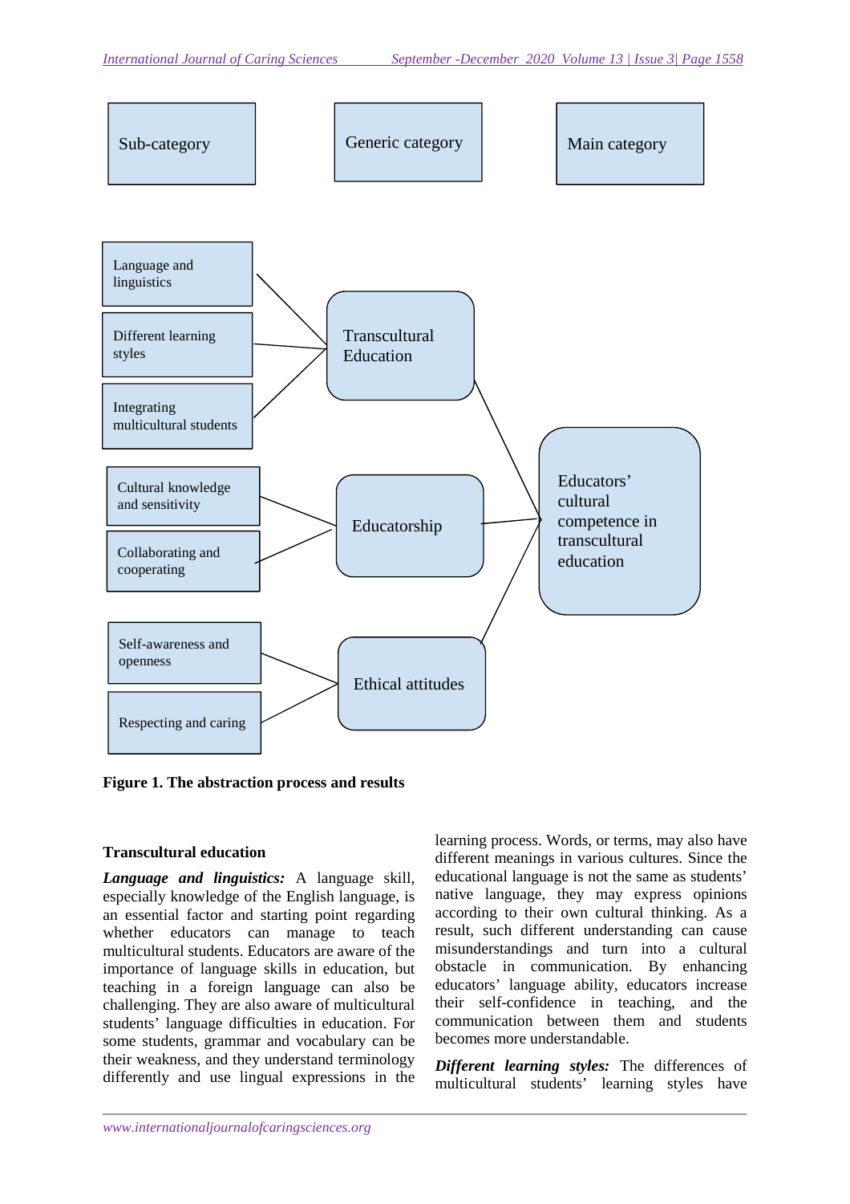| Sub-category | Generic category | Main category |
|---|---|---|
| Language and linguistics | Transcultural Education | Educators' cultural competence in transcultural education |
| Different learning styles | | |
| Integrating multicultural students | | |
| Cultural knowledge and sensitivity | Educatorship | |
| Collaborating and cooperating | | |
| Self-awareness and openness | Ethical attitudes | |
| Respecting and caring | | |

**Figure 1. The abstraction process and results**

**Transcultural education**

***Language and linguistics:*** A language skill, especially knowledge of the English language, is an essential factor and starting point regarding whether educators can manage to teach multicultural students. Educators are aware of the importance of language skills in education, but teaching in a foreign language can also be challenging. They are also aware of multicultural students' language difficulties in education. For some students, grammar and vocabulary can be their weakness, and they understand terminology differently and use lingual expressions in the learning process. Words, or terms, may also have different meanings in various cultures. Since the educational language is not the same as students' native language, they may express opinions according to their own cultural thinking. As a result, such different understanding can cause misunderstandings and turn into a cultural obstacle in communication. By enhancing educators' language ability, educators increase their self-confidence in teaching, and the communication between them and students becomes more understandable.

***Different learning styles:*** The differences of multicultural students' learning styles have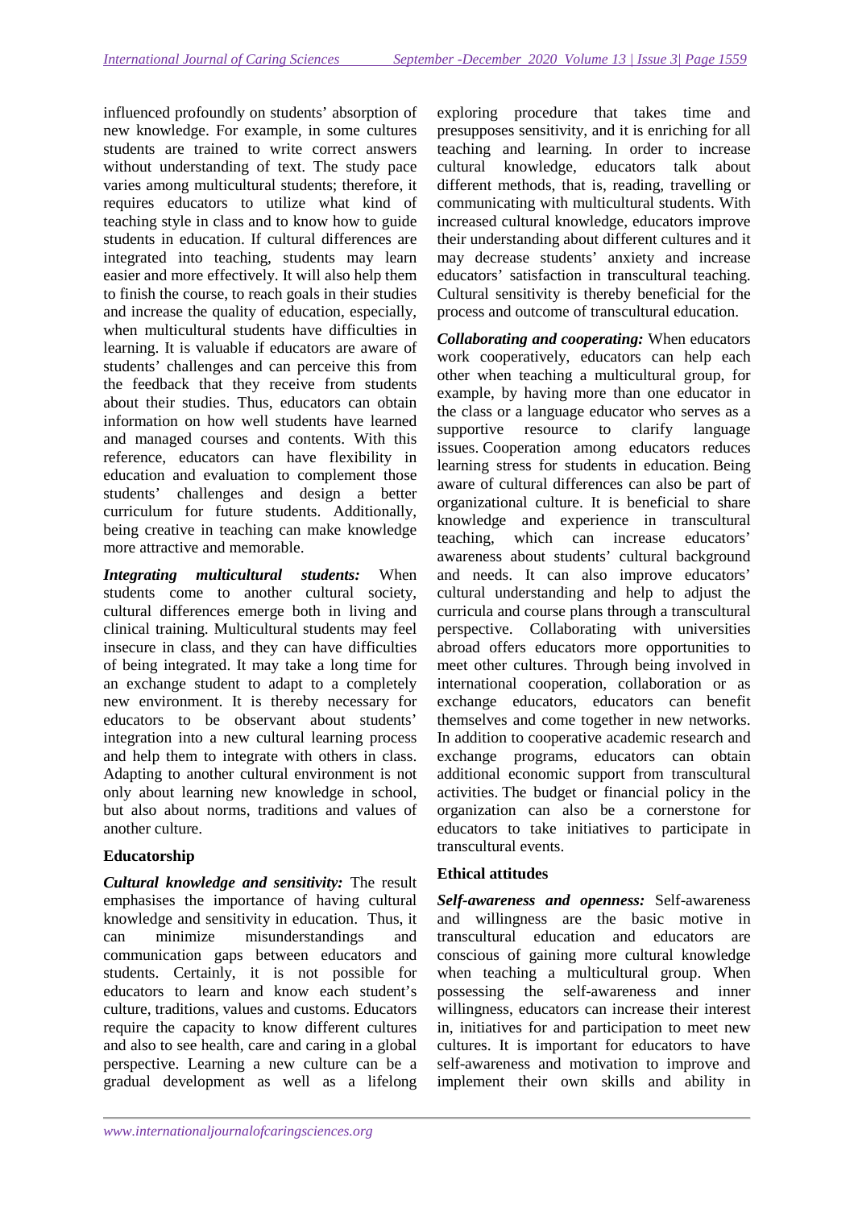influenced profoundly on students' absorption of new knowledge. For example, in some cultures students are trained to write correct answers without understanding of text. The study pace varies among multicultural students; therefore, it requires educators to utilize what kind of teaching style in class and to know how to guide students in education. If cultural differences are integrated into teaching, students may learn easier and more effectively. It will also help them to finish the course, to reach goals in their studies and increase the quality of education, especially, when multicultural students have difficulties in learning. It is valuable if educators are aware of students' challenges and can perceive this from the feedback that they receive from students about their studies. Thus, educators can obtain information on how well students have learned and managed courses and contents. With this reference, educators can have flexibility in education and evaluation to complement those students' challenges and design a better curriculum for future students. Additionally, being creative in teaching can make knowledge more attractive and memorable.

***Integrating multicultural students:*** When students come to another cultural society, cultural differences emerge both in living and clinical training. Multicultural students may feel insecure in class, and they can have difficulties of being integrated. It may take a long time for an exchange student to adapt to a completely new environment. It is thereby necessary for educators to be observant about students' integration into a new cultural learning process and help them to integrate with others in class. Adapting to another cultural environment is not only about learning new knowledge in school, but also about norms, traditions and values of another culture.

**Educatorship**

***Cultural knowledge and sensitivity:*** The result emphasises the importance of having cultural knowledge and sensitivity in education. Thus, it can minimize misunderstandings and communication gaps between educators and students. Certainly, it is not possible for educators to learn and know each student's culture, traditions, values and customs. Educators require the capacity to know different cultures and also to see health, care and caring in a global perspective. Learning a new culture can be a gradual development as well as a lifelong exploring procedure that takes time and presupposes sensitivity, and it is enriching for all teaching and learning. In order to increase cultural knowledge, educators talk about different methods, that is, reading, travelling or communicating with multicultural students. With increased cultural knowledge, educators improve their understanding about different cultures and it may decrease students' anxiety and increase educators' satisfaction in transcultural teaching. Cultural sensitivity is thereby beneficial for the process and outcome of transcultural education.

***Collaborating and cooperating:*** When educators work cooperatively, educators can help each other when teaching a multicultural group, for example, by having more than one educator in the class or a language educator who serves as a supportive resource to clarify language issues. Cooperation among educators reduces learning stress for students in education. Being aware of cultural differences can also be part of organizational culture. It is beneficial to share knowledge and experience in transcultural teaching, which can increase educators' awareness about students' cultural background and needs. It can also improve educators' cultural understanding and help to adjust the curricula and course plans through a transcultural perspective. Collaborating with universities abroad offers educators more opportunities to meet other cultures. Through being involved in international cooperation, collaboration or as exchange educators, educators can benefit themselves and come together in new networks. In addition to cooperative academic research and exchange programs, educators can obtain additional economic support from transcultural activities. The budget or financial policy in the organization can also be a cornerstone for educators to take initiatives to participate in transcultural events.

**Ethical attitudes**

***Self-awareness and openness:*** Self-awareness and willingness are the basic motive in transcultural education and educators are conscious of gaining more cultural knowledge when teaching a multicultural group. When possessing the self-awareness and inner willingness, educators can increase their interest in, initiatives for and participation to meet new cultures. It is important for educators to have self-awareness and motivation to improve and implement their own skills and ability in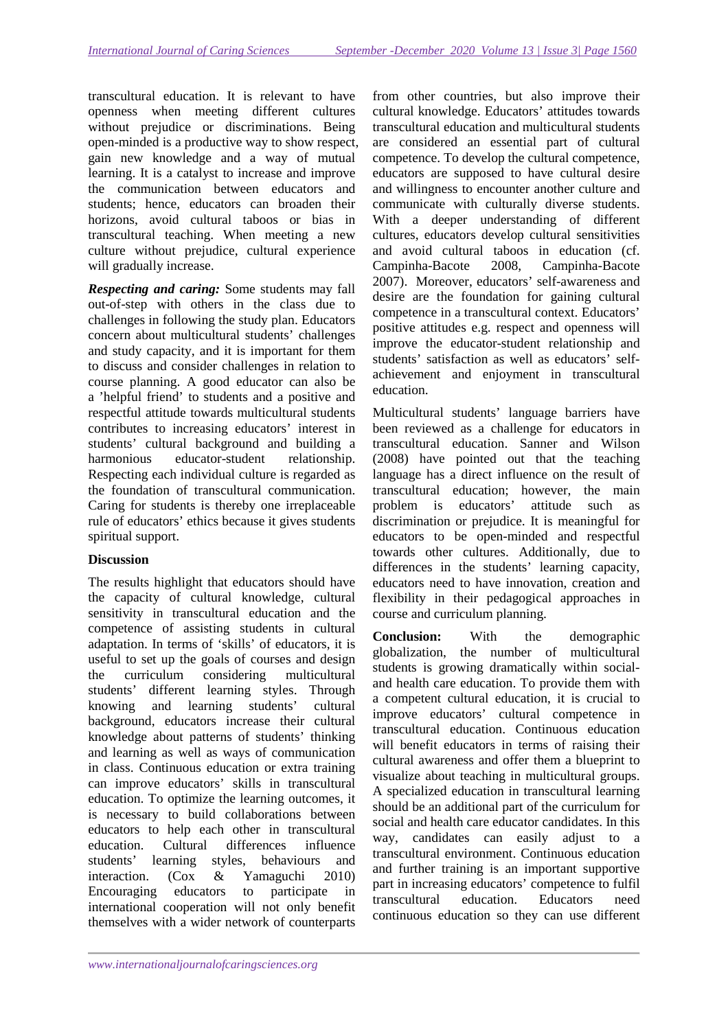transcultural education. It is relevant to have openness when meeting different cultures without prejudice or discriminations. Being open-minded is a productive way to show respect, gain new knowledge and a way of mutual learning. It is a catalyst to increase and improve the communication between educators and students; hence, educators can broaden their horizons, avoid cultural taboos or bias in transcultural teaching. When meeting a new culture without prejudice, cultural experience will gradually increase.

***Respecting and caring:*** Some students may fall out-of-step with others in the class due to challenges in following the study plan. Educators concern about multicultural students' challenges and study capacity, and it is important for them to discuss and consider challenges in relation to course planning. A good educator can also be a 'helpful friend' to students and a positive and respectful attitude towards multicultural students contributes to increasing educators' interest in students' cultural background and building a harmonious educator-student relationship. Respecting each individual culture is regarded as the foundation of transcultural communication. Caring for students is thereby one irreplaceable rule of educators' ethics because it gives students spiritual support.

**Discussion**

The results highlight that educators should have the capacity of cultural knowledge, cultural sensitivity in transcultural education and the competence of assisting students in cultural adaptation. In terms of 'skills' of educators, it is useful to set up the goals of courses and design the curriculum considering multicultural students' different learning styles. Through knowing and learning students' cultural background, educators increase their cultural knowledge about patterns of students' thinking and learning as well as ways of communication in class. Continuous education or extra training can improve educators' skills in transcultural education. To optimize the learning outcomes, it is necessary to build collaborations between educators to help each other in transcultural education. Cultural differences influence students' learning styles, behaviours and interaction. (Cox & Yamaguchi 2010) Encouraging educators to participate in international cooperation will not only benefit themselves with a wider network of counterparts from other countries, but also improve their cultural knowledge. Educators' attitudes towards transcultural education and multicultural students are considered an essential part of cultural competence. To develop the cultural competence, educators are supposed to have cultural desire and willingness to encounter another culture and communicate with culturally diverse students. With a deeper understanding of different cultures, educators develop cultural sensitivities and avoid cultural taboos in education (cf. Campinha-Bacote 2008, Campinha-Bacote 2007). Moreover, educators' self-awareness and desire are the foundation for gaining cultural competence in a transcultural context. Educators' positive attitudes e.g. respect and openness will improve the educator-student relationship and students' satisfaction as well as educators' self-achievement and enjoyment in transcultural education.

Multicultural students' language barriers have been reviewed as a challenge for educators in transcultural education. Sanner and Wilson (2008) have pointed out that the teaching language has a direct influence on the result of transcultural education; however, the main problem is educators' attitude such as discrimination or prejudice. It is meaningful for educators to be open-minded and respectful towards other cultures. Additionally, due to differences in the students' learning capacity, educators need to have innovation, creation and flexibility in their pedagogical approaches in course and curriculum planning.

**Conclusion:** With the demographic globalization, the number of multicultural students is growing dramatically within social- and health care education. To provide them with a competent cultural education, it is crucial to improve educators' cultural competence in transcultural education. Continuous education will benefit educators in terms of raising their cultural awareness and offer them a blueprint to visualize about teaching in multicultural groups. A specialized education in transcultural learning should be an additional part of the curriculum for social and health care educator candidates. In this way, candidates can easily adjust to a transcultural environment. Continuous education and further training is an important supportive part in increasing educators' competence to fulfil transcultural education. Educators need continuous education so they can use different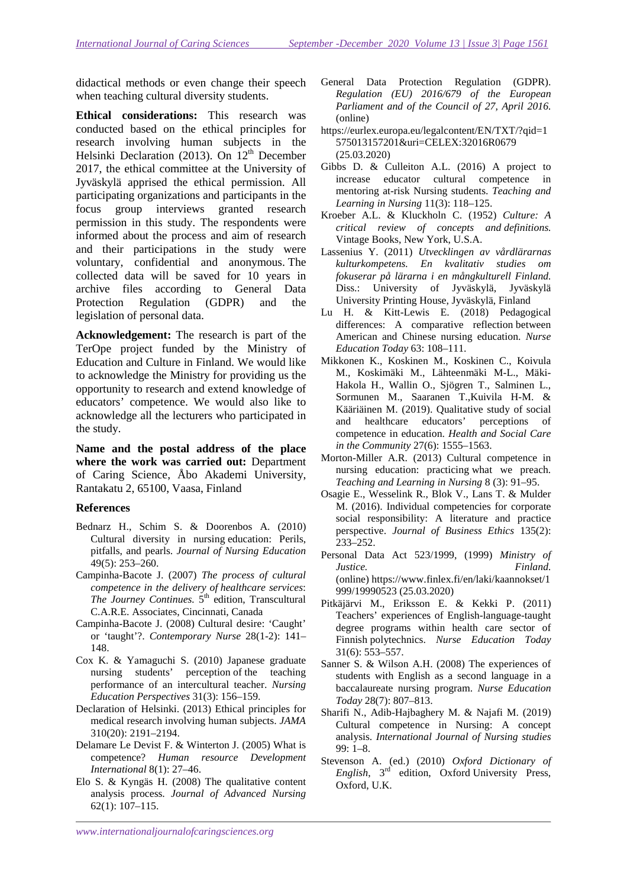didactical methods or even change their speech when teaching cultural diversity students.

**Ethical considerations:** This research was conducted based on the ethical principles for research involving human subjects in the Helsinki Declaration (2013). On 12th December 2017, the ethical committee at the University of Jyväskylä apprised the ethical permission. All participating organizations and participants in the focus group interviews granted research permission in this study. The respondents were informed about the process and aim of research and their participations in the study were voluntary, confidential and anonymous. The collected data will be saved for 10 years in archive files according to General Data Protection Regulation (GDPR) and the legislation of personal data.

**Acknowledgement:** The research is part of the TerOpe project funded by the Ministry of Education and Culture in Finland. We would like to acknowledge the Ministry for providing us the opportunity to research and extend knowledge of educators' competence. We would also like to acknowledge all the lecturers who participated in the study.

**Name and the postal address of the place where the work was carried out:** Department of Caring Science, Åbo Akademi University, Rantakatu 2, 65100, Vaasa, Finland

## References

Bednarz H., Schim S. & Doorenbos A. (2010) Cultural diversity in nursing education: Perils, pitfalls, and pearls. *Journal of Nursing Education* 49(5): 253–260.

Campinha-Bacote J. (2007) *The process of cultural competence in the delivery of healthcare services*: *The Journey Continues.* 5th edition, Transcultural C.A.R.E. Associates, Cincinnati, Canada

Campinha-Bacote J. (2008) Cultural desire: 'Caught' or 'taught'?. *Contemporary Nurse* 28(1-2): 141–148.

Cox K. & Yamaguchi S. (2010) Japanese graduate nursing students' perception of the teaching performance of an intercultural teacher. *Nursing Education Perspectives* 31(3): 156–159.

Declaration of Helsinki. (2013) Ethical principles for medical research involving human subjects. *JAMA* 310(20): 2191–2194.

Delamare Le Devist F. & Winterton J. (2005) What is competence? *Human resource Development International* 8(1): 27–46.

Elo S. & Kyngäs H. (2008) The qualitative content analysis process. *Journal of Advanced Nursing* 62(1): 107–115.

General Data Protection Regulation (GDPR). *Regulation (EU) 2016/679 of the European Parliament and of the Council of 27, April 2016.* (online) https://eurlex.europa.eu/legalcontent/EN/TXT/?qid=1575013157201&uri=CELEX:32016R0679 (25.03.2020)

Gibbs D. & Culleiton A.L. (2016) A project to increase educator cultural competence in mentoring at-risk Nursing students. *Teaching and Learning in Nursing* 11(3): 118–125.

Kroeber A.L. & Kluckholn C. (1952) *Culture: A critical review of concepts and definitions.* Vintage Books, New York, U.S.A.

Lassenius Y. (2011) *Utvecklingen av vårdlärarnas kulturkompetens. En kvalitativ studies om fokuserar på lärarna i en mångkulturell Finland.* Diss.: University of Jyväskylä, Jyväskylä University Printing House, Jyväskylä, Finland

Lu H. & Kitt-Lewis E. (2018) Pedagogical differences: A comparative reflection between American and Chinese nursing education. *Nurse Education Today* 63: 108–111.

Mikkonen K., Koskinen M., Koskinen C., Koivula M., Koskimäki M., Lähteenmäki M-L., Mäki-Hakola H., Wallin O., Sjögren T., Salminen L., Sormunen M., Saaranen T.,Kuivila H-M. & Kääriäinen M. (2019). Qualitative study of social and healthcare educators' perceptions of competence in education. *Health and Social Care in the Community* 27(6): 1555–1563.

Morton-Miller A.R. (2013) Cultural competence in nursing education: practicing what we preach. *Teaching and Learning in Nursing* 8 (3): 91–95.

Osagie E., Wesselink R., Blok V., Lans T. & Mulder M. (2016). Individual competencies for corporate social responsibility: A literature and practice perspective. *Journal of Business Ethics* 135(2): 233–252.

Personal Data Act 523/1999, (1999) *Ministry of Justice. Finland.* (online) https://www.finlex.fi/en/laki/kaannokset/1999/19990523 (25.03.2020)

Pitkäjärvi M., Eriksson E. & Kekki P. (2011) Teachers' experiences of English-language-taught degree programs within health care sector of Finnish polytechnics. *Nurse Education Today* 31(6): 553–557.

Sanner S. & Wilson A.H. (2008) The experiences of students with English as a second language in a baccalaureate nursing program. *Nurse Education Today* 28(7): 807–813.

Sharifi N., Adib-Hajbaghery M. & Najafi M. (2019) Cultural competence in Nursing: A concept analysis. *International Journal of Nursing studies* 99: 1–8.

Stevenson A. (ed.) (2010) *Oxford Dictionary of English*, 3rd edition, Oxford University Press, Oxford, U.K.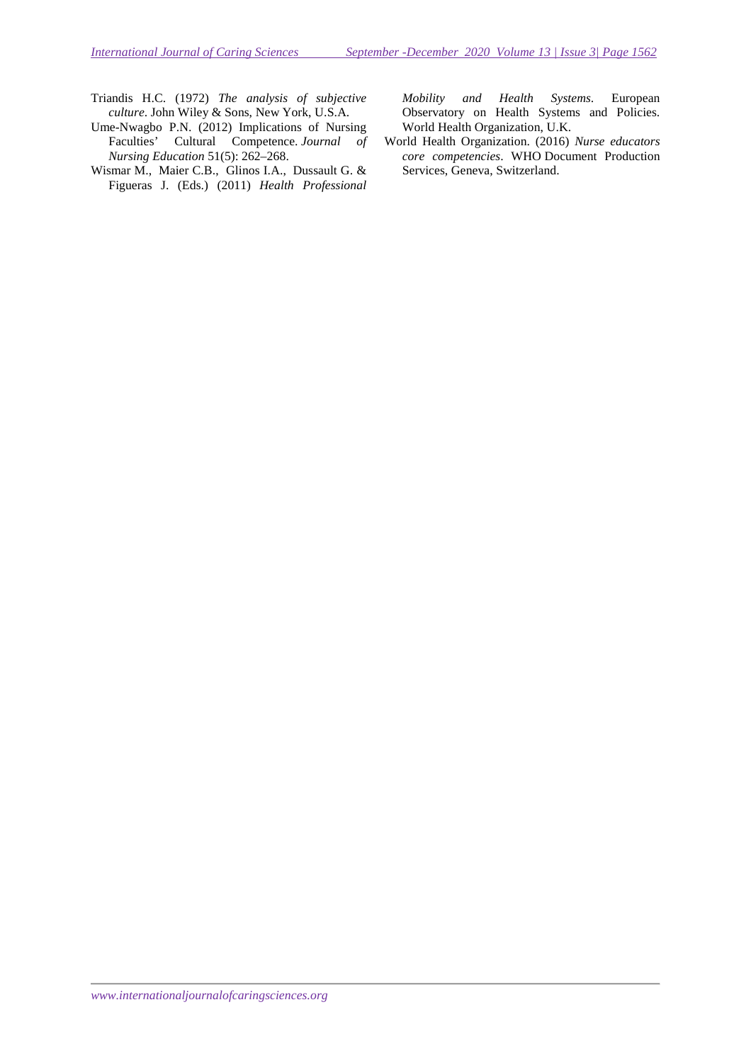Triandis H.C. (1972) *The analysis of subjective culture*. John Wiley & Sons, New York, U.S.A.

Ume-Nwagbo P.N. (2012) Implications of Nursing Faculties' Cultural Competence. *Journal of Nursing Education* 51(5): 262–268.

Wismar M., Maier C.B., Glinos I.A., Dussault G. & Figueras J. (Eds.) (2011) *Health Professional Mobility and Health Systems*. European Observatory on Health Systems and Policies. World Health Organization, U.K.

World Health Organization. (2016) *Nurse educators core competencies*. WHO Document Production Services, Geneva, Switzerland.